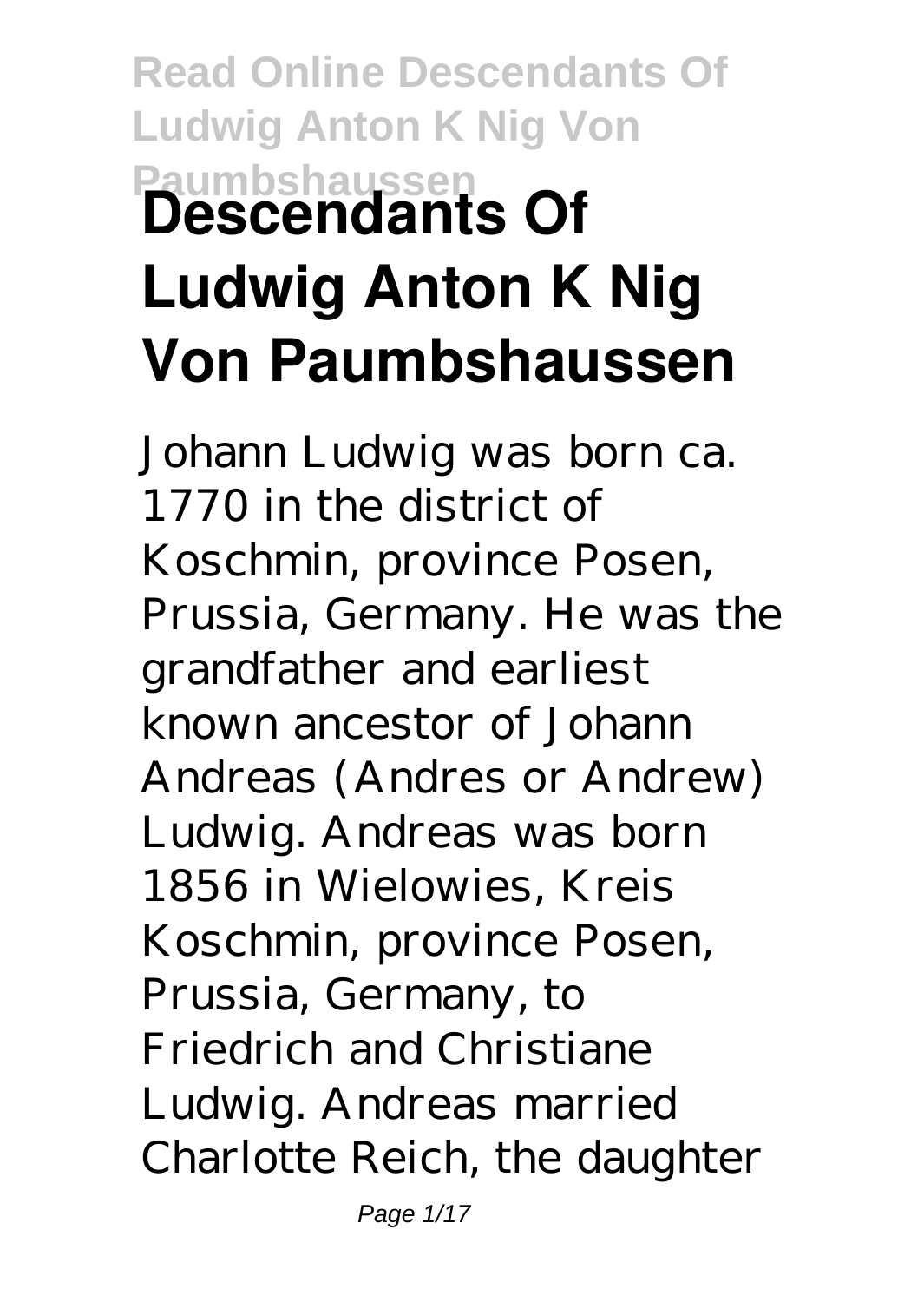# Descendants Of Ludwig Anton K Nig Von Paumbshaussen

Johann Ludwig was born ca. 1770 in the district of Koschmin, province Posen, Prussia, Germany. He was the grandfather and earliest known ancestor of Johann Andreas (Andres or Andrew) Ludwig. Andreas was born 1856 in Wielowies, Kreis Koschmin, province Posen, Prussia, Germany, to Friedrich and Christiane Ludwig. Andreas married Charlotte Reich, the daughter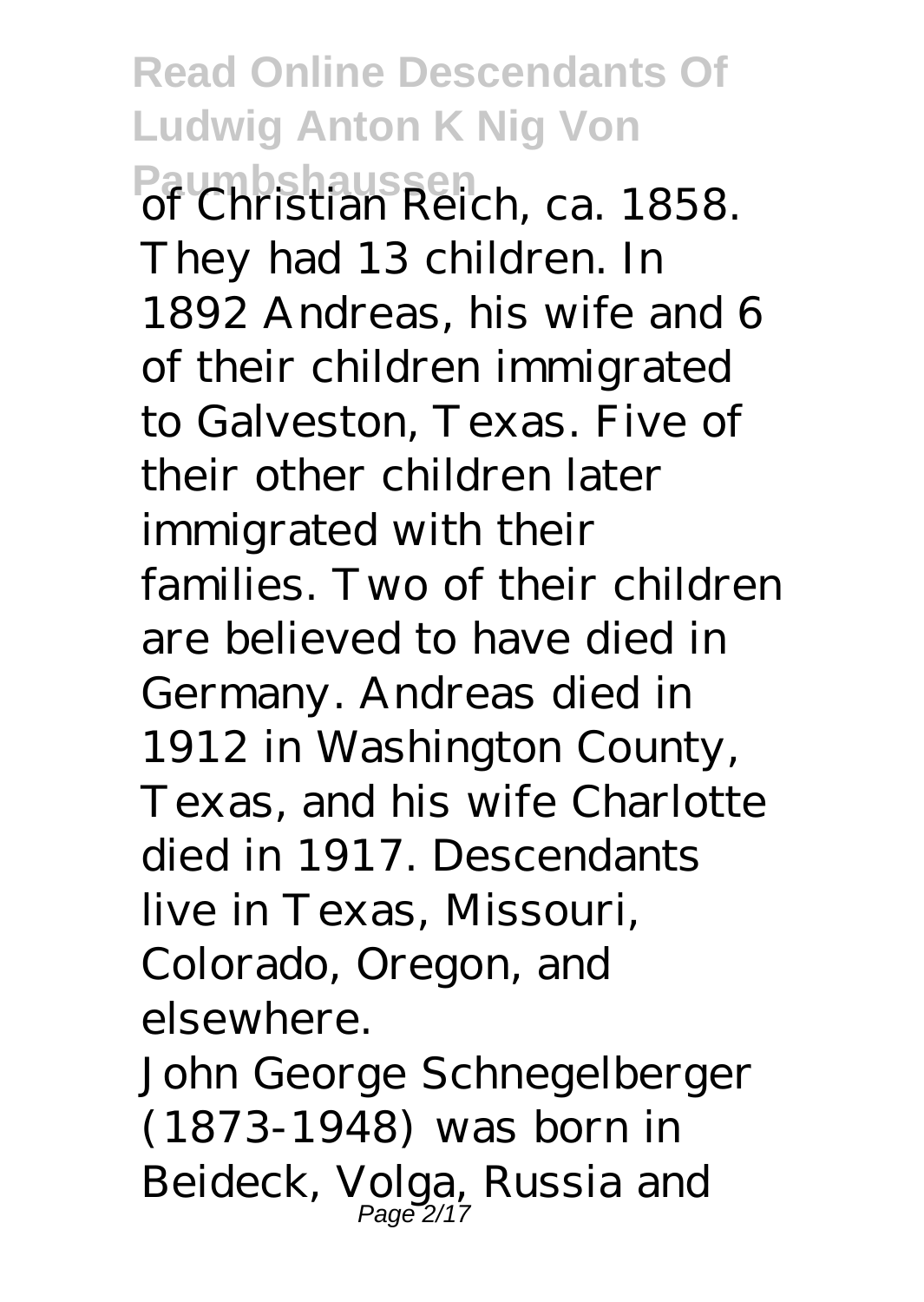of Christian Reich, ca. 1858. They had 13 children. In 1892 Andreas, his wife and 6 of their children immigrated to Galveston, Texas. Five of their other children later immigrated with their families. Two of their children are believed to have died in Germany. Andreas died in 1912 in Washington County, Texas, and his wife Charlotte died in 1917. Descendants live in Texas, Missouri, Colorado, Oregon, and elsewhere.

John George Schnegelberger (1873-1948) was born in Beideck, Volga, Russia and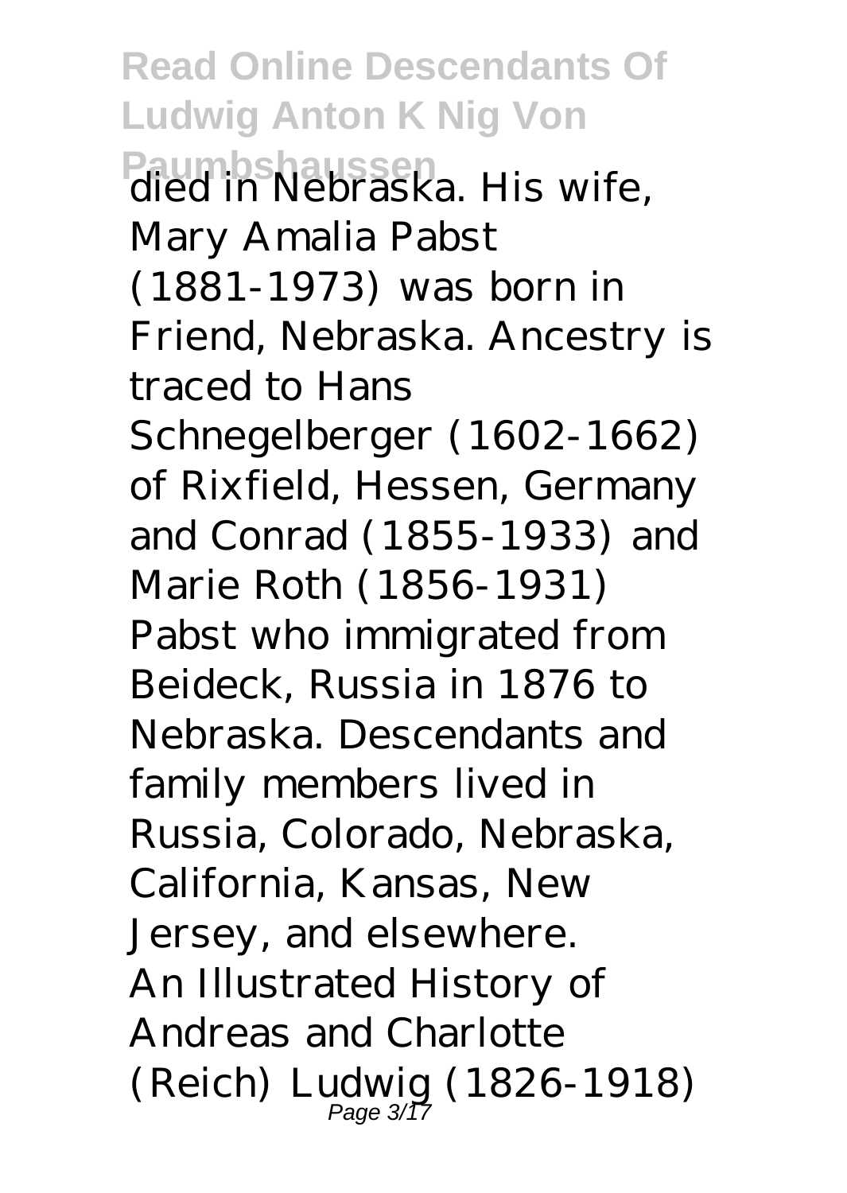died in Nebraska. His wife, Mary Amalia Pabst (1881-1973) was born in Friend, Nebraska. Ancestry is traced to Hans Schnegelberger (1602-1662) of Rixfield, Hessen, Germany and Conrad (1855-1933) and Marie Roth (1856-1931) Pabst who immigrated from Beideck, Russia in 1876 to Nebraska. Descendants and family members lived in Russia, Colorado, Nebraska, California, Kansas, New Jersey, and elsewhere.

An Illustrated History of Andreas and Charlotte (Reich) Ludwig (1826-1918)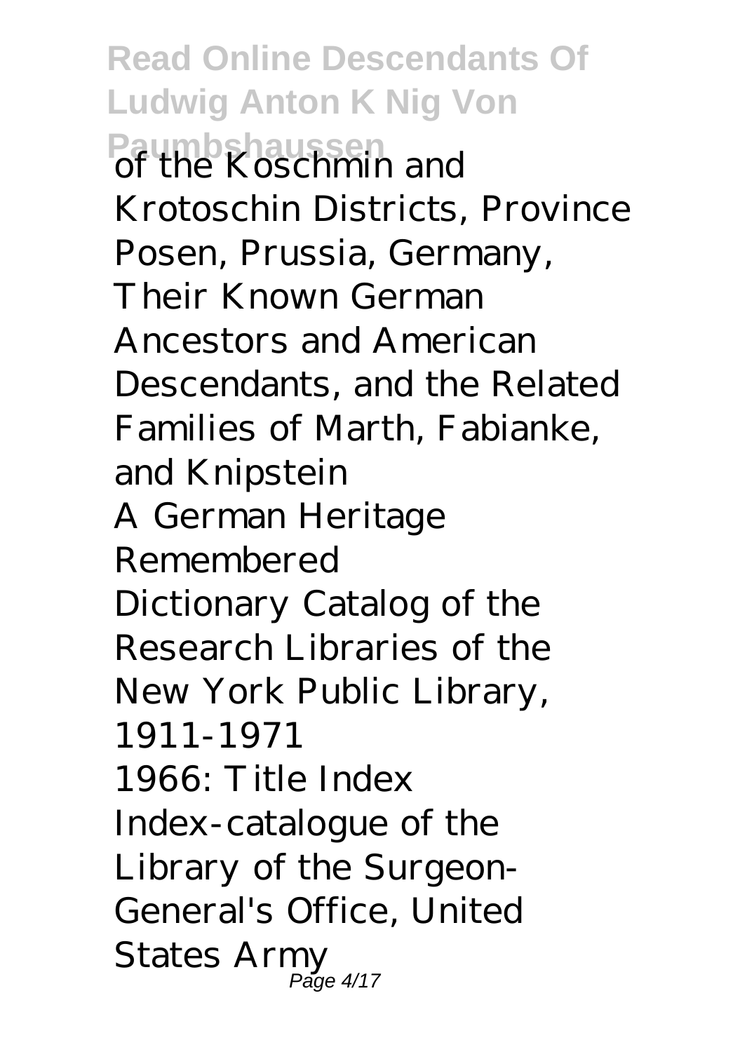of the Koschmin and Krotoschin Districts, Province Posen, Prussia, Germany, Their Known German Ancestors and American Descendants, and the Related Families of Marth, Fabianke, and Knipstein

A German Heritage Remembered

Dictionary Catalog of the Research Libraries of the New York Public Library, 1911-1971

1966: Title Index

Index-catalogue of the Library of the Surgeon-General's Office, United States Army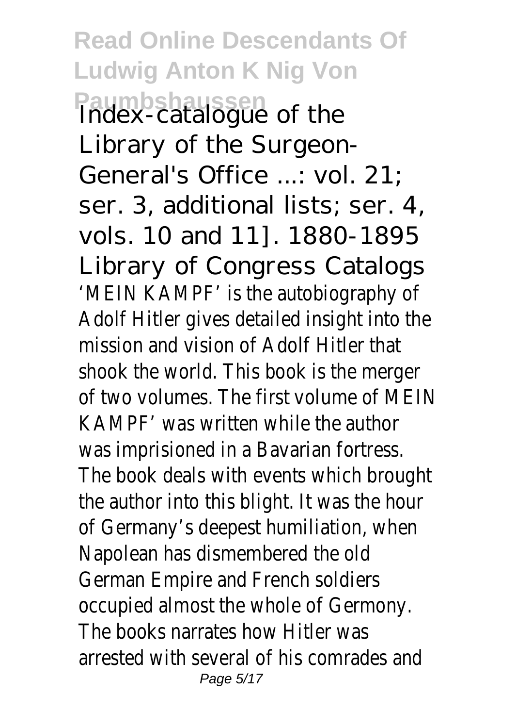Index-catalogue of the Library of the Surgeon-General's Office ...: vol. 21; ser. 3, additional lists; ser. 4, vols. 10 and 11]. 1880-1895 Library of Congress Catalogs

'MEIN KAMPF' is the autobiography of Adolf Hitler gives detailed insight into the mission and vision of Adolf Hitler that shook the world. This book is the merger of two volumes. The first volume of MEIN KAMPF' was written while the author was imprisioned in a Bavarian fortress. The book deals with events which brought the author into this blight. It was the hour of Germany's deepest humiliation, when Napolean has dismembered the old German Empire and French soldiers occupied almost the whole of Germony. The books narrates how Hitler was arrested with several of his comrades and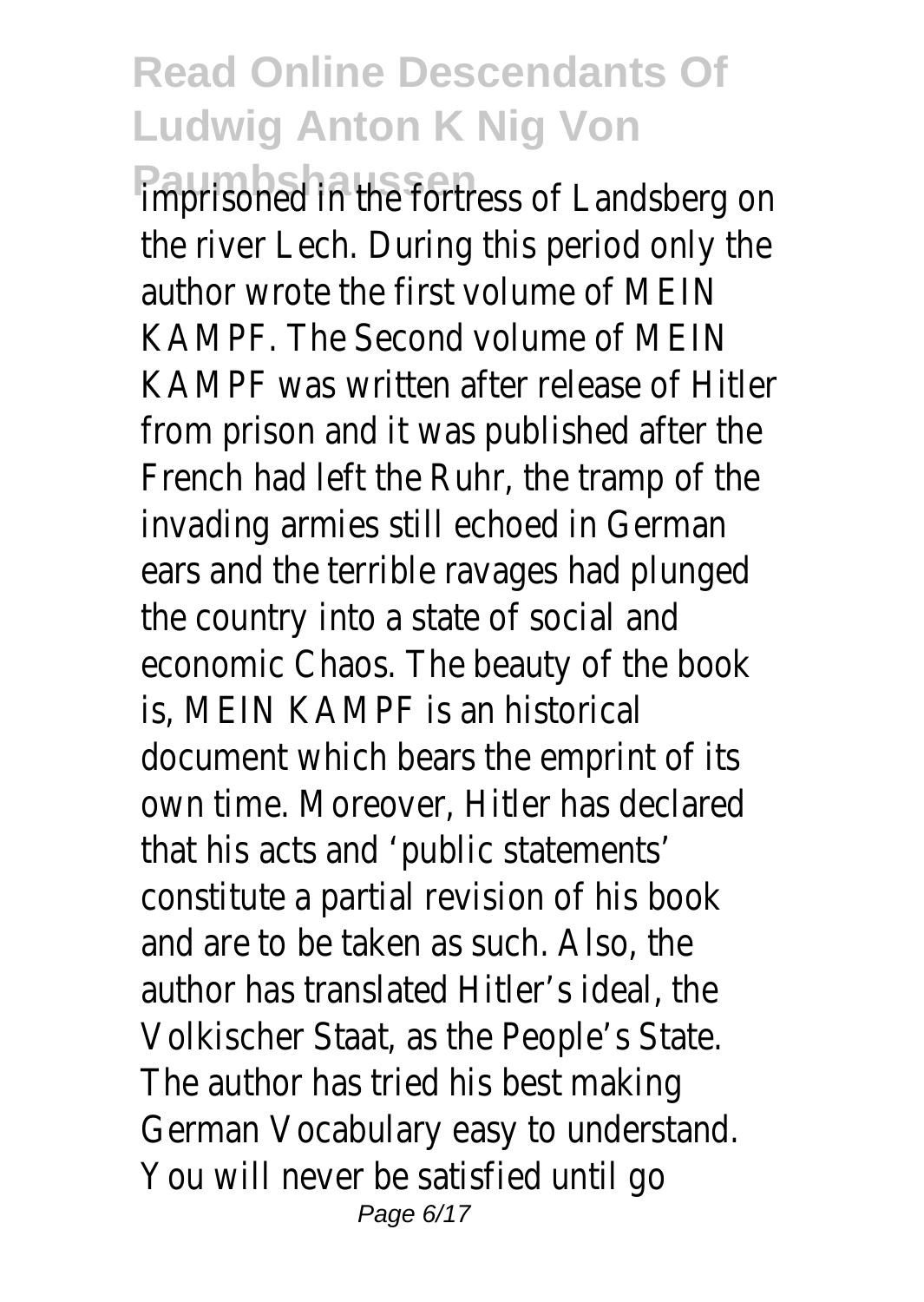imprisoned in the fortress of Landsberg on the river Lech. During this period only the author wrote the first volume of MEIN KAMPF. The Second volume of MEIN KAMPF was written after release of Hitler from prison and it was published after the French had left the Ruhr, the tramp of the invading armies still echoed in German ears and the terrible ravages had plunged the country into a state of social and economic Chaos. The beauty of the book is, MEIN KAMPF is an historical document which bears the emprint of its own time. Moreover, Hitler has declared that his acts and 'public statements' constitute a partial revision of his book and are to be taken as such. Also, the author has translated Hitler's ideal, the Volkischer Staat, as the People's State. The author has tried his best making German Vocabulary easy to understand. You will never be satisfied until go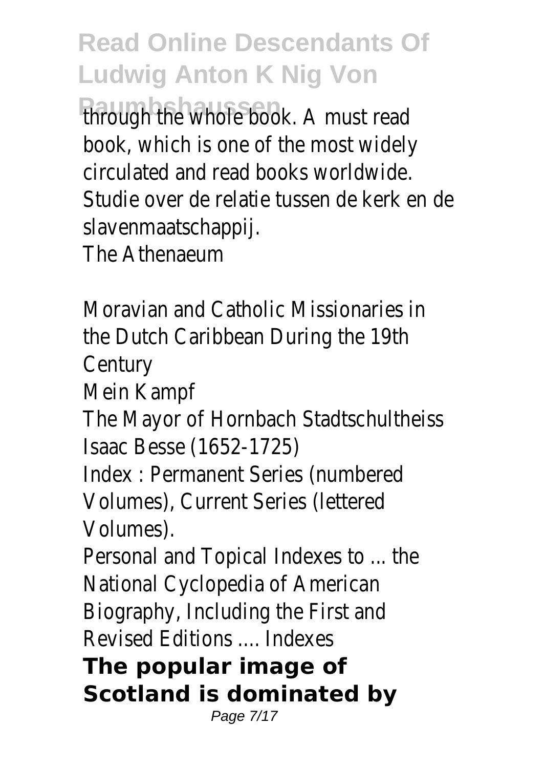through the whole book. A must read book, which is one of the most widely circulated and read books worldwide.
Studie over de relatie tussen de kerk en de slavenmaatschappij.
The Athenaeum

Moravian and Catholic Missionaries in the Dutch Caribbean During the 19th Century
Mein Kampf
The Mayor of Hornbach Stadtschultheiss Isaac Besse (1652-1725)
Index : Permanent Series (numbered Volumes), Current Series (lettered Volumes).
Personal and Topical Indexes to ... the National Cyclopedia of American Biography, Including the First and Revised Editions .... Indexes

**The popular image of Scotland is dominated by**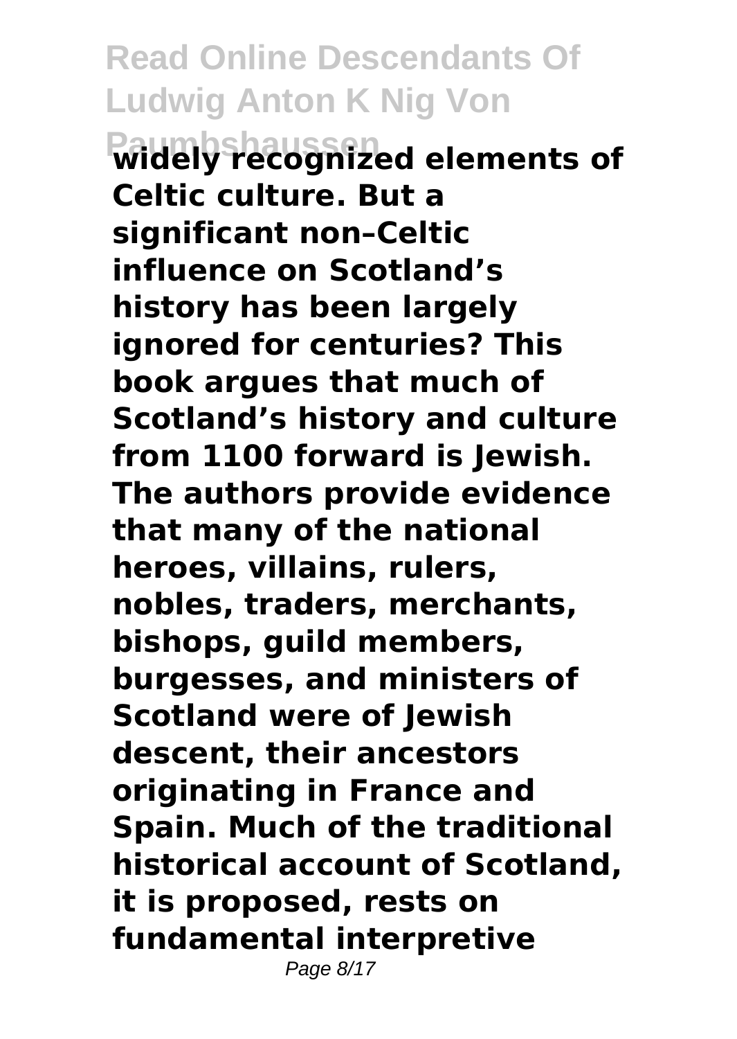**widely recognized elements of Celtic culture. But a significant non–Celtic influence on Scotland's history has been largely ignored for centuries? This book argues that much of Scotland's history and culture from 1100 forward is Jewish. The authors provide evidence that many of the national heroes, villains, rulers, nobles, traders, merchants, bishops, guild members, burgesses, and ministers of Scotland were of Jewish descent, their ancestors originating in France and Spain. Much of the traditional historical account of Scotland, it is proposed, rests on fundamental interpretive**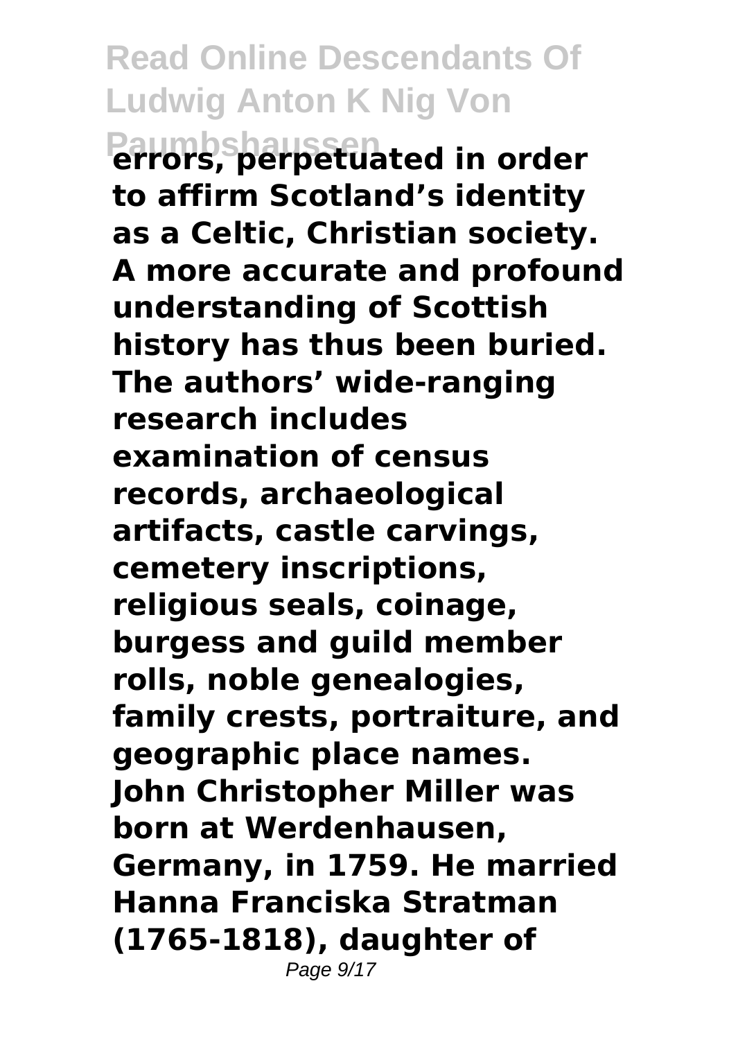**errors, perpetuated in order to affirm Scotland's identity as a Celtic, Christian society. A more accurate and profound understanding of Scottish history has thus been buried. The authors' wide-ranging research includes examination of census records, archaeological artifacts, castle carvings, cemetery inscriptions, religious seals, coinage, burgess and guild member rolls, noble genealogies, family crests, portraiture, and geographic place names. John Christopher Miller was born at Werdenhausen, Germany, in 1759. He married Hanna Franciska Stratman (1765-1818), daughter of**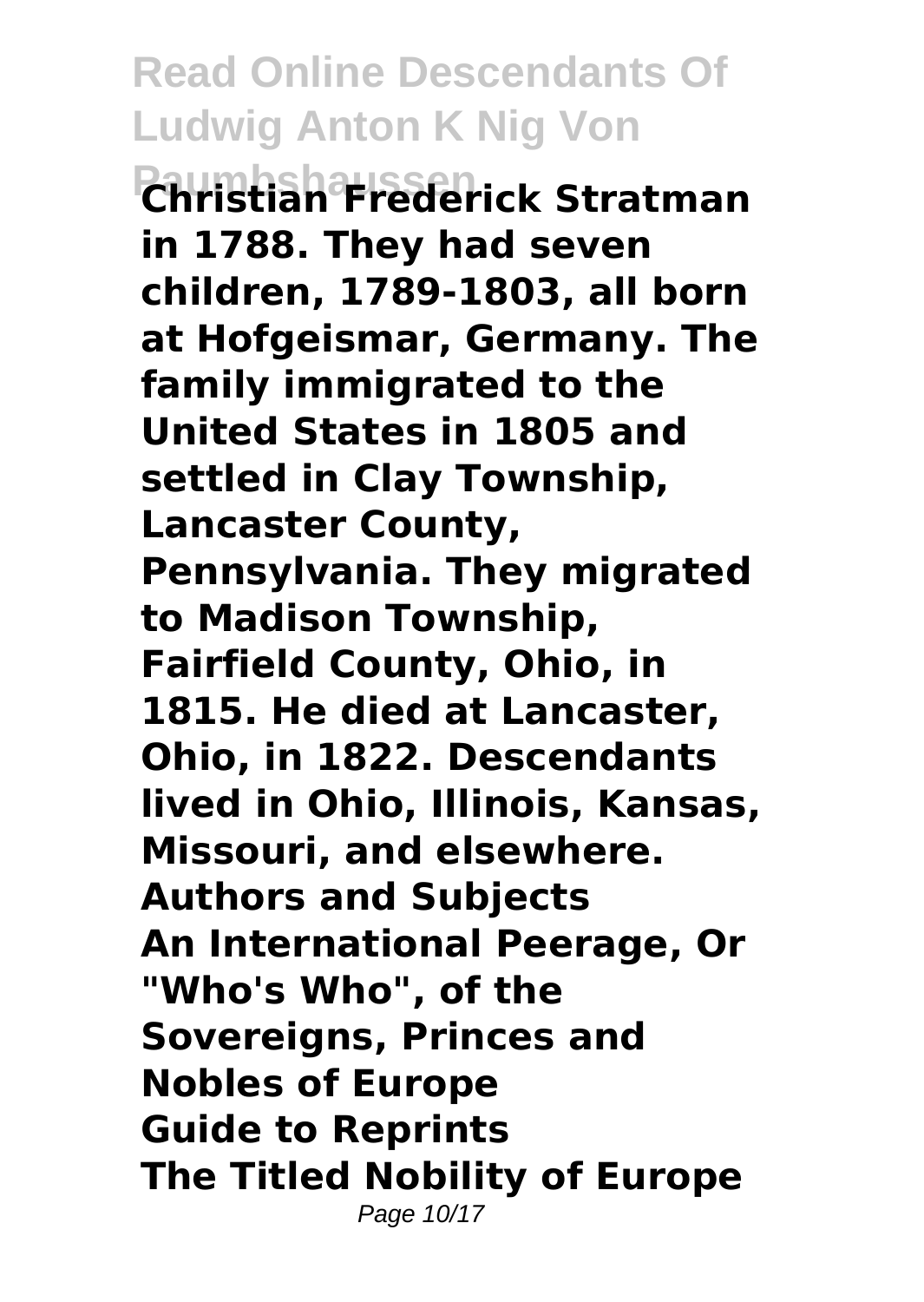**Christian Frederick Stratman in 1788. They had seven children, 1789-1803, all born at Hofgeismar, Germany. The family immigrated to the United States in 1805 and settled in Clay Township, Lancaster County, Pennsylvania. They migrated to Madison Township, Fairfield County, Ohio, in 1815. He died at Lancaster, Ohio, in 1822. Descendants lived in Ohio, Illinois, Kansas, Missouri, and elsewhere.**

**Authors and Subjects**

**An International Peerage, Or "Who's Who", of the Sovereigns, Princes and Nobles of Europe**

**Guide to Reprints**

**The Titled Nobility of Europe**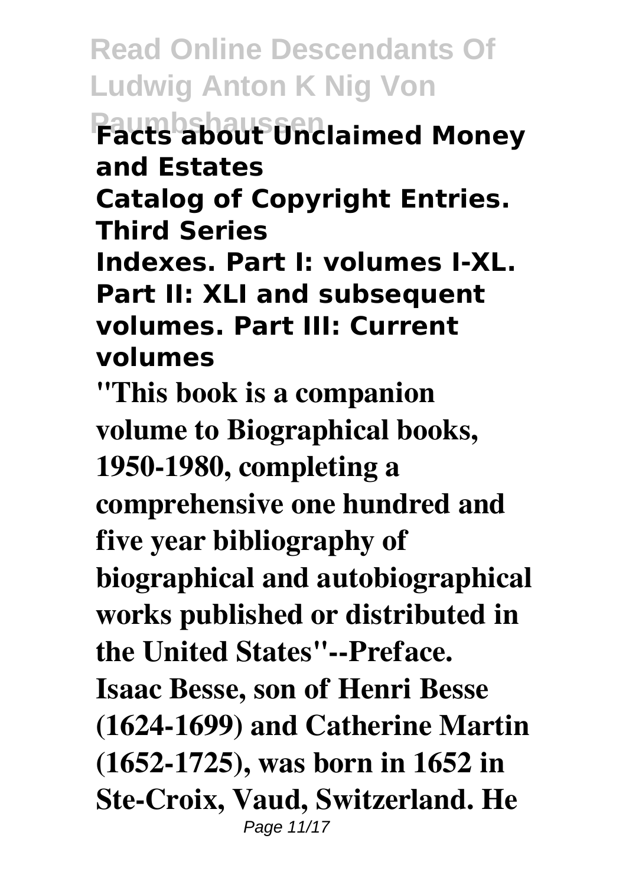**Facts about Unclaimed Money and Estates**

**Catalog of Copyright Entries. Third Series**

**Indexes. Part I: volumes I-XL. Part II: XLI and subsequent volumes. Part III: Current volumes**

**"This book is a companion volume to Biographical books, 1950-1980, completing a comprehensive one hundred and five year bibliography of biographical and autobiographical works published or distributed in the United States"--Preface.**

**Isaac Besse, son of Henri Besse (1624-1699) and Catherine Martin (1652-1725), was born in 1652 in Ste-Croix, Vaud, Switzerland. He**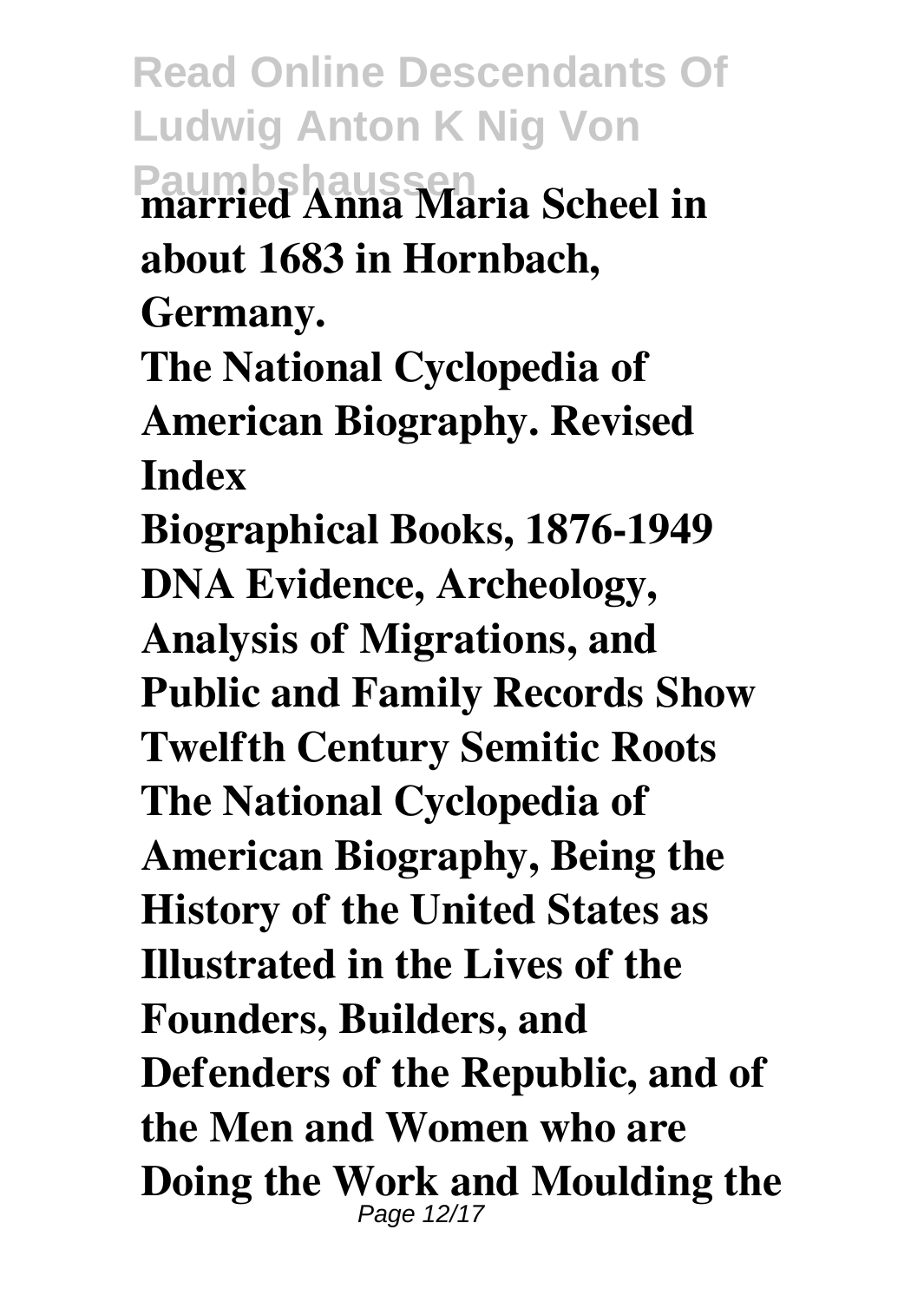married Anna Maria Scheel in about 1683 in Hornbach, Germany.

**The National Cyclopedia of American Biography. Revised Index**

**Biographical Books, 1876-1949**

**DNA Evidence, Archeology, Analysis of Migrations, and Public and Family Records Show Twelfth Century Semitic Roots**

**The National Cyclopedia of American Biography, Being the History of the United States as Illustrated in the Lives of the Founders, Builders, and Defenders of the Republic, and of the Men and Women who are Doing the Work and Moulding the**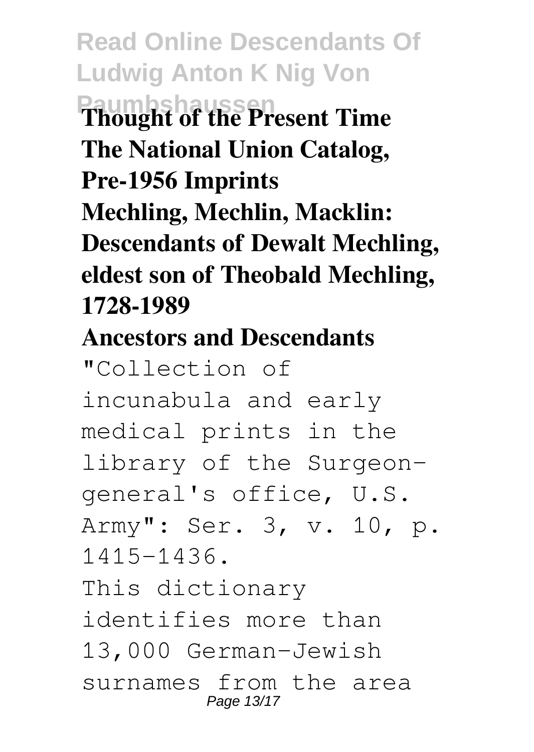**Thought of the Present Time**

**The National Union Catalog, Pre-1956 Imprints**

**Mechling, Mechlin, Macklin: Descendants of Dewalt Mechling, eldest son of Theobald Mechling, 1728-1989**

**Ancestors and Descendants**

"Collection of incunabula and early medical prints in the library of the Surgeon-general's office, U.S. Army": Ser. 3, v. 10, p. 1415-1436.

This dictionary identifies more than 13,000 German-Jewish surnames from the area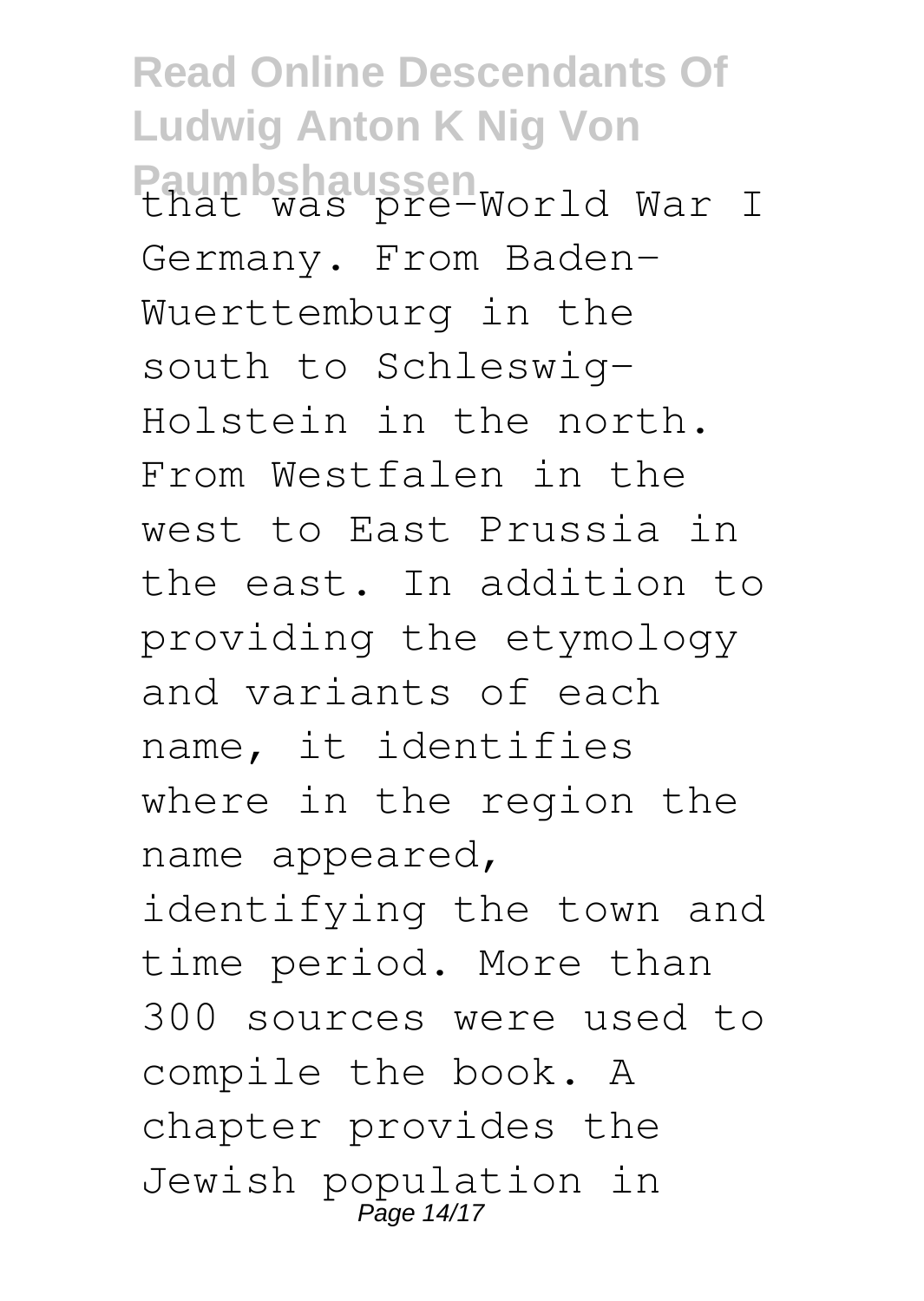that was pre-World War I Germany. From Baden-Wuerttemburg in the south to Schleswig-Holstein in the north. From Westfalen in the west to East Prussia in the east. In addition to providing the etymology and variants of each name, it identifies where in the region the name appeared, identifying the town and time period. More than 300 sources were used to compile the book. A chapter provides the Jewish population in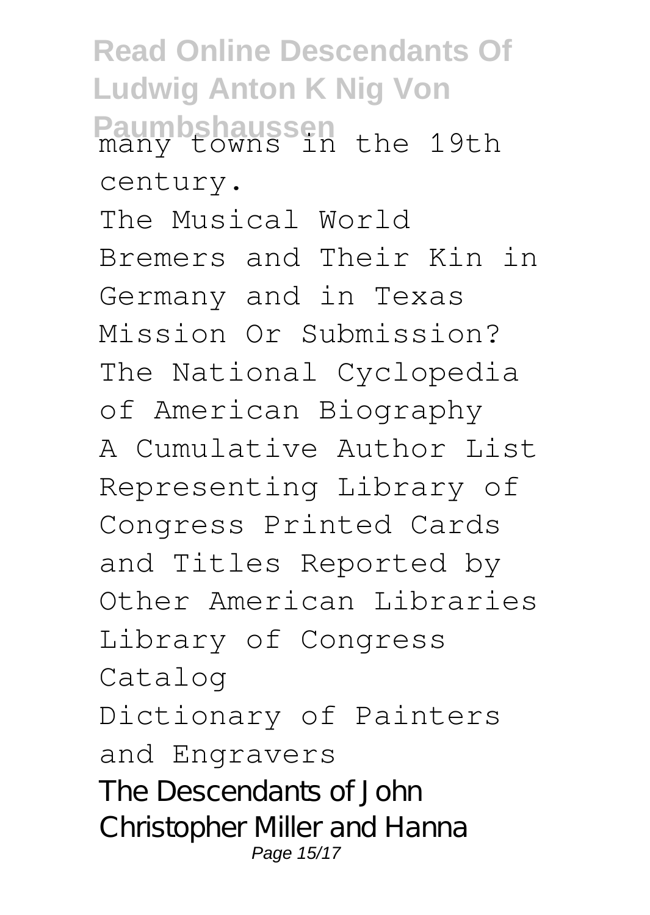many towns in the 19th century.

The Musical World

Bremers and Their Kin in Germany and in Texas

Mission Or Submission?

The National Cyclopedia of American Biography

A Cumulative Author List Representing Library of Congress Printed Cards and Titles Reported by Other American Libraries

Library of Congress Catalog

Dictionary of Painters and Engravers

The Descendants of John Christopher Miller and Hanna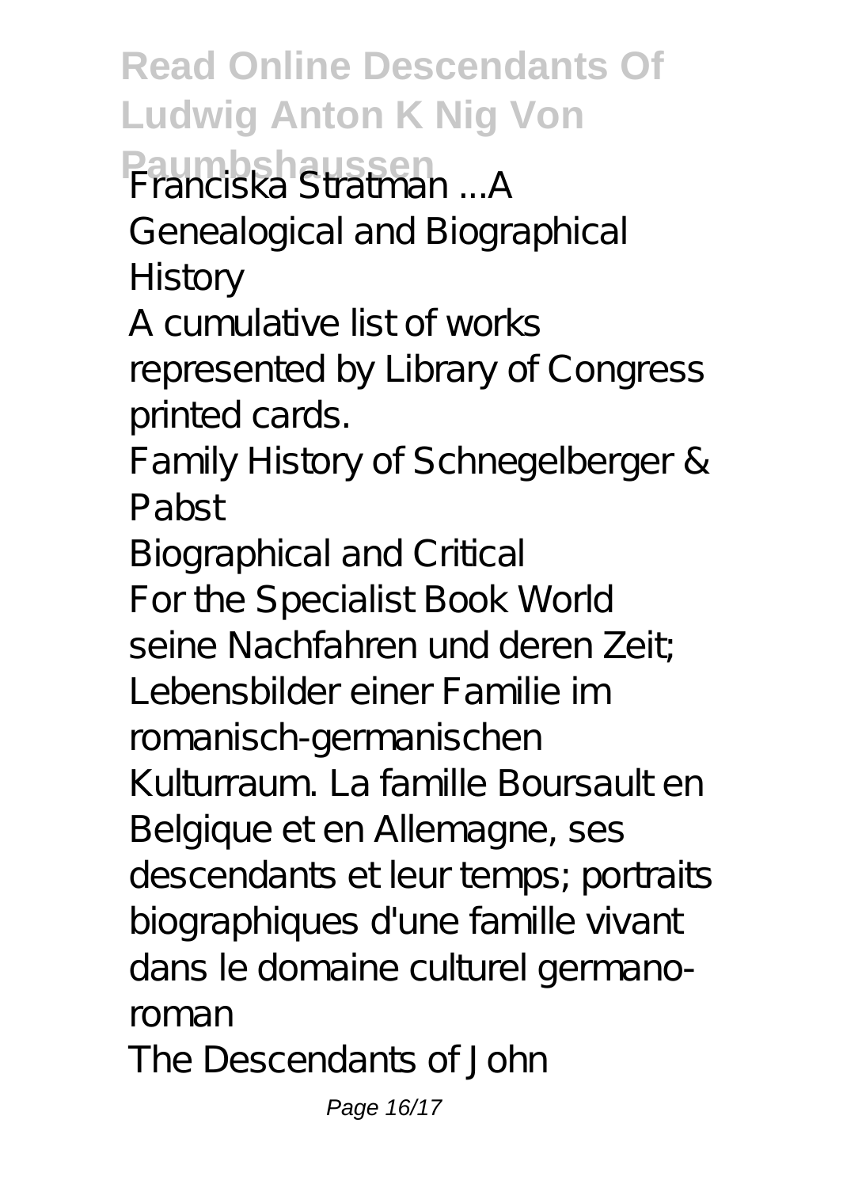# Read Online Descendants Of Ludwig Anton K Nig Von Paumbshaussen

Franciska Stratman ...A Genealogical and Biographical History

A cumulative list of works represented by Library of Congress printed cards.

Family History of Schnegelberger & Pabst

Biographical and Critical

For the Specialist Book World

seine Nachfahren und deren Zeit; Lebensbilder einer Familie im romanisch-germanischen Kulturraum. La famille Boursault en Belgique et en Allemagne, ses descendants et leur temps; portraits biographiques d'une famille vivant dans le domaine culturel germano-roman

The Descendants of John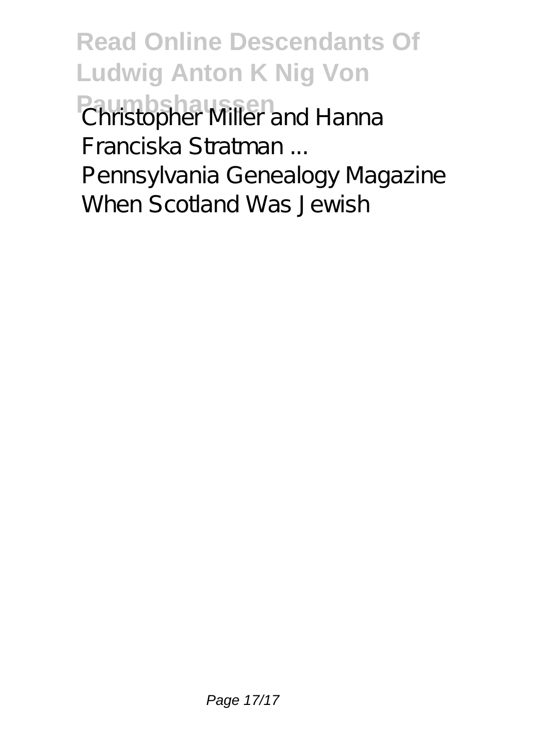Christopher Miller and Hanna Franciska Stratman ...

Pennsylvania Genealogy Magazine

When Scotland Was Jewish